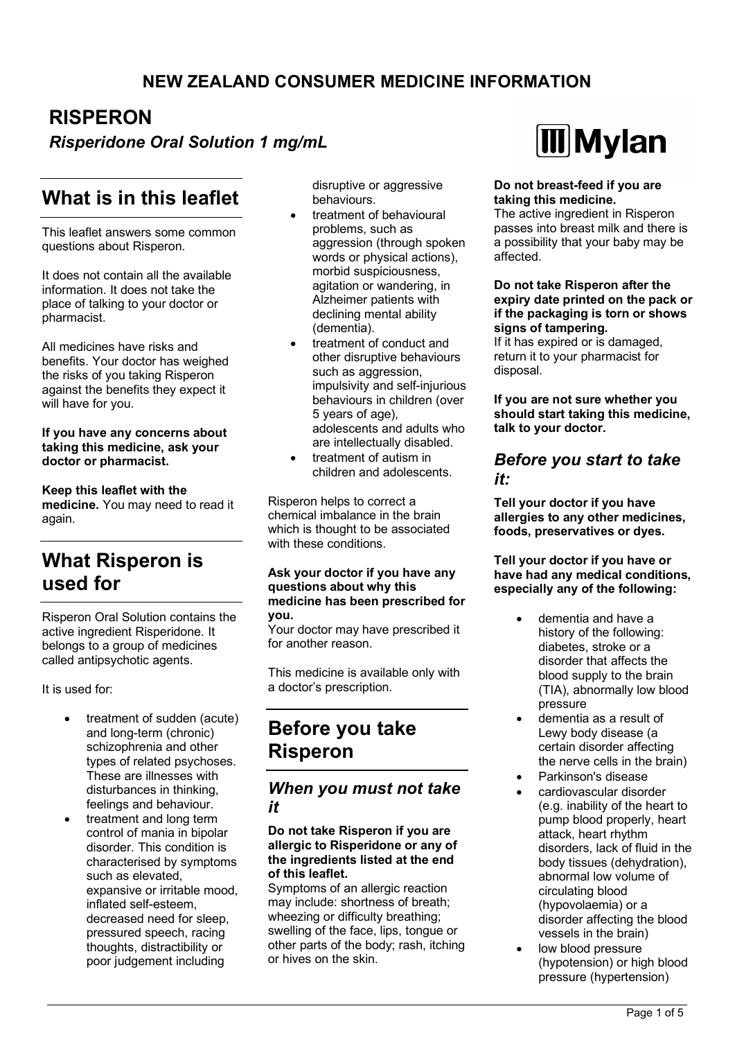## NEW ZEALAND CONSUMER MEDICINE INFORMATION

# RISPERON

***Risperidone Oral Solution 1 mg/mL***

Mylan

## What is in this leaflet

This leaflet answers some common questions about Risperon.

It does not contain all the available information. It does not take the place of talking to your doctor or pharmacist.

All medicines have risks and benefits. Your doctor has weighed the risks of you taking Risperon against the benefits they expect it will have for you.

**If you have any concerns about taking this medicine, ask your doctor or pharmacist.**

**Keep this leaflet with the medicine.** You may need to read it again.

## What Risperon is used for

Risperon Oral Solution contains the active ingredient Risperidone. It belongs to a group of medicines called antipsychotic agents.

It is used for:

- treatment of sudden (acute) and long-term (chronic) schizophrenia and other types of related psychoses. These are illnesses with disturbances in thinking, feelings and behaviour.
- treatment and long term control of mania in bipolar disorder. This condition is characterised by symptoms such as elevated, expansive or irritable mood, inflated self-esteem, decreased need for sleep, pressured speech, racing thoughts, distractibility or poor judgement including disruptive or aggressive behaviours.
- treatment of behavioural problems, such as aggression (through spoken words or physical actions), morbid suspiciousness, agitation or wandering, in Alzheimer patients with declining mental ability (dementia).
- treatment of conduct and other disruptive behaviours such as aggression, impulsivity and self-injurious behaviours in children (over 5 years of age), adolescents and adults who are intellectually disabled.
- treatment of autism in children and adolescents.

Risperon helps to correct a chemical imbalance in the brain which is thought to be associated with these conditions.

**Ask your doctor if you have any questions about why this medicine has been prescribed for you.**
Your doctor may have prescribed it for another reason.

This medicine is available only with a doctor's prescription.

## Before you take Risperon

### *When you must not take it*

**Do not take Risperon if you are allergic to Risperidone or any of the ingredients listed at the end of this leaflet.**
Symptoms of an allergic reaction may include: shortness of breath; wheezing or difficulty breathing; swelling of the face, lips, tongue or other parts of the body; rash, itching or hives on the skin.

**Do not breast-feed if you are taking this medicine.**
The active ingredient in Risperon passes into breast milk and there is a possibility that your baby may be affected.

**Do not take Risperon after the expiry date printed on the pack or if the packaging is torn or shows signs of tampering.**
If it has expired or is damaged, return it to your pharmacist for disposal.

**If you are not sure whether you should start taking this medicine, talk to your doctor.**

### *Before you start to take it:*

**Tell your doctor if you have allergies to any other medicines, foods, preservatives or dyes.**

**Tell your doctor if you have or have had any medical conditions, especially any of the following:**

- dementia and have a history of the following: diabetes, stroke or a disorder that affects the blood supply to the brain (TIA), abnormally low blood pressure
- dementia as a result of Lewy body disease (a certain disorder affecting the nerve cells in the brain)
- Parkinson's disease
- cardiovascular disorder (e.g. inability of the heart to pump blood properly, heart attack, heart rhythm disorders, lack of fluid in the body tissues (dehydration), abnormal low volume of circulating blood (hypovolaemia) or a disorder affecting the blood vessels in the brain)
- low blood pressure (hypotension) or high blood pressure (hypertension)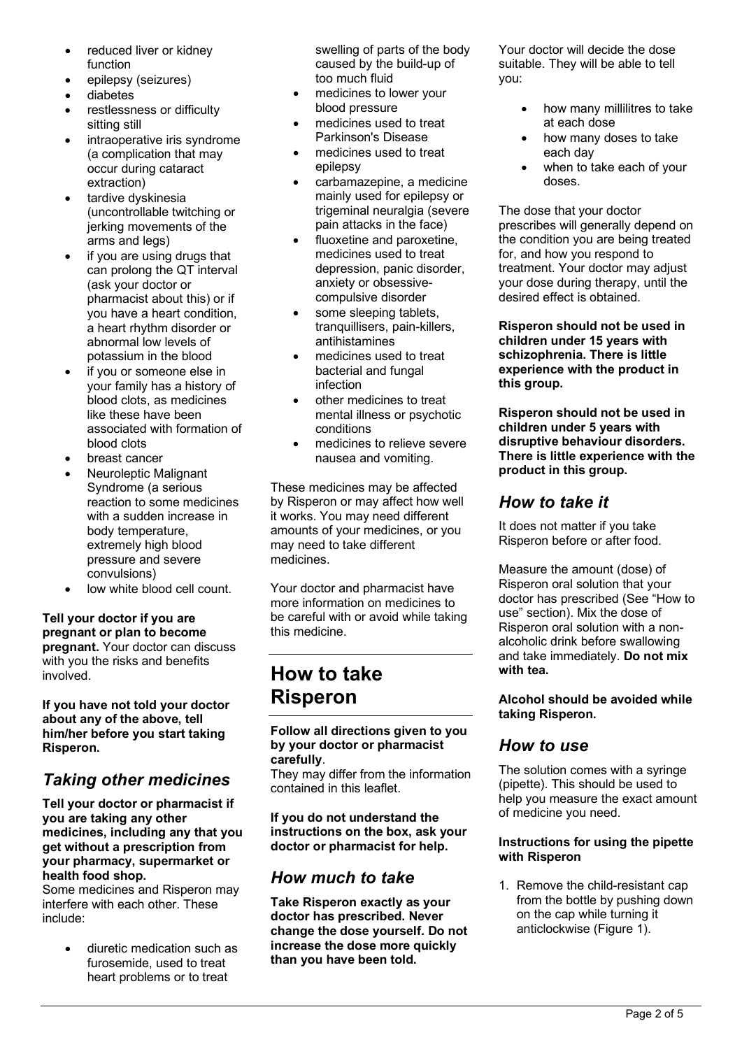- reduced liver or kidney function
- epilepsy (seizures)
- diabetes
- restlessness or difficulty sitting still
- intraoperative iris syndrome (a complication that may occur during cataract extraction)
- tardive dyskinesia (uncontrollable twitching or jerking movements of the arms and legs)
- if you are using drugs that can prolong the QT interval (ask your doctor or pharmacist about this) or if you have a heart condition, a heart rhythm disorder or abnormal low levels of potassium in the blood
- if you or someone else in your family has a history of blood clots, as medicines like these have been associated with formation of blood clots
- breast cancer
- Neuroleptic Malignant Syndrome (a serious reaction to some medicines with a sudden increase in body temperature, extremely high blood pressure and severe convulsions)
- low white blood cell count.

**Tell your doctor if you are pregnant or plan to become pregnant.** Your doctor can discuss with you the risks and benefits involved.

**If you have not told your doctor about any of the above, tell him/her before you start taking Risperon.**

## *Taking other medicines*

**Tell your doctor or pharmacist if you are taking any other medicines, including any that you get without a prescription from your pharmacy, supermarket or health food shop.**

Some medicines and Risperon may interfere with each other. These include:

- diuretic medication such as furosemide, used to treat heart problems or to treat swelling of parts of the body caused by the build-up of too much fluid
- medicines to lower your blood pressure
- medicines used to treat Parkinson's Disease
- medicines used to treat epilepsy
- carbamazepine, a medicine mainly used for epilepsy or trigeminal neuralgia (severe pain attacks in the face)
- fluoxetine and paroxetine, medicines used to treat depression, panic disorder, anxiety or obsessive-compulsive disorder
- some sleeping tablets, tranquillisers, pain-killers, antihistamines
- medicines used to treat bacterial and fungal infection
- other medicines to treat mental illness or psychotic conditions
- medicines to relieve severe nausea and vomiting.

These medicines may be affected by Risperon or may affect how well it works. You may need different amounts of your medicines, or you may need to take different medicines.

Your doctor and pharmacist have more information on medicines to be careful with or avoid while taking this medicine.

# How to take Risperon

**Follow all directions given to you by your doctor or pharmacist carefully**.

They may differ from the information contained in this leaflet.

**If you do not understand the instructions on the box, ask your doctor or pharmacist for help.**

## *How much to take*

**Take Risperon exactly as your doctor has prescribed. Never change the dose yourself. Do not increase the dose more quickly than you have been told.**

Your doctor will decide the dose suitable. They will be able to tell you:

- how many millilitres to take at each dose
- how many doses to take each day
- when to take each of your doses.

The dose that your doctor prescribes will generally depend on the condition you are being treated for, and how you respond to treatment. Your doctor may adjust your dose during therapy, until the desired effect is obtained.

**Risperon should not be used in children under 15 years with schizophrenia. There is little experience with the product in this group.**

**Risperon should not be used in children under 5 years with disruptive behaviour disorders. There is little experience with the product in this group.**

## *How to take it*

It does not matter if you take Risperon before or after food.

Measure the amount (dose) of Risperon oral solution that your doctor has prescribed (See "How to use" section). Mix the dose of Risperon oral solution with a non-alcoholic drink before swallowing and take immediately. **Do not mix with tea.**

**Alcohol should be avoided while taking Risperon.**

## *How to use*

The solution comes with a syringe (pipette). This should be used to help you measure the exact amount of medicine you need.

**Instructions for using the pipette with Risperon**

1. Remove the child-resistant cap from the bottle by pushing down on the cap while turning it anticlockwise (Figure 1).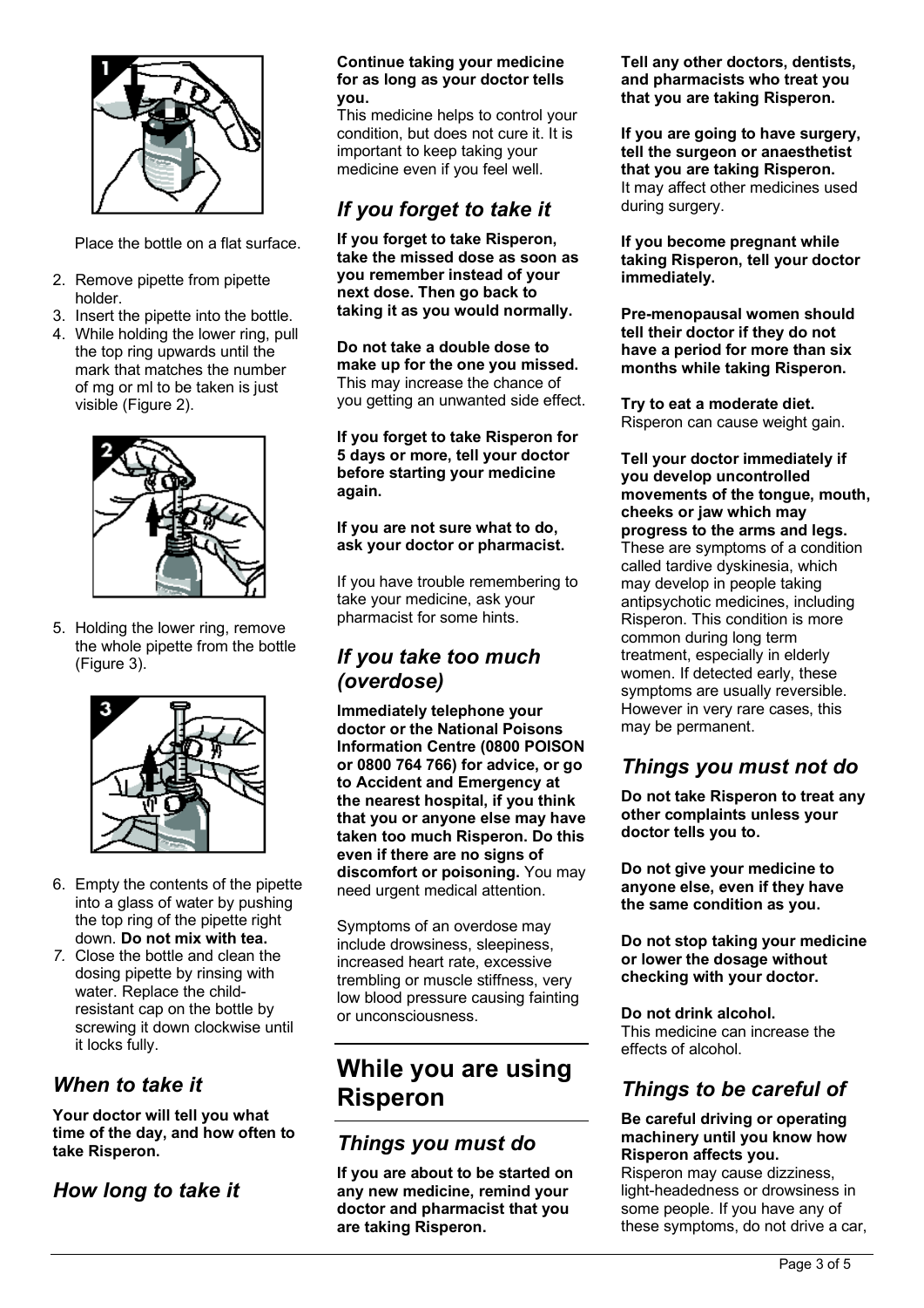Place the bottle on a flat surface.

2. Remove pipette from pipette holder.
3. Insert the pipette into the bottle.
4. While holding the lower ring, pull the top ring upwards until the mark that matches the number of mg or ml to be taken is just visible (Figure 2).
5. Holding the lower ring, remove the whole pipette from the bottle (Figure 3).
6. Empty the contents of the pipette into a glass of water by pushing the top ring of the pipette right down. **Do not mix with tea.**
7. Close the bottle and clean the dosing pipette by rinsing with water. Replace the child-resistant cap on the bottle by screwing it down clockwise until it locks fully.

## *When to take it*

**Your doctor will tell you what time of the day, and how often to take Risperon.**

## *How long to take it*

**Continue taking your medicine for as long as your doctor tells you.**
This medicine helps to control your condition, but does not cure it. It is important to keep taking your medicine even if you feel well.

## *If you forget to take it*

**If you forget to take Risperon, take the missed dose as soon as you remember instead of your next dose. Then go back to taking it as you would normally.**

**Do not take a double dose to make up for the one you missed.** This may increase the chance of you getting an unwanted side effect.

**If you forget to take Risperon for 5 days or more, tell your doctor before starting your medicine again.**

**If you are not sure what to do, ask your doctor or pharmacist.**

If you have trouble remembering to take your medicine, ask your pharmacist for some hints.

## *If you take too much (overdose)*

**Immediately telephone your doctor or the National Poisons Information Centre (0800 POISON or 0800 764 766) for advice, or go to Accident and Emergency at the nearest hospital, if you think that you or anyone else may have taken too much Risperon. Do this even if there are no signs of discomfort or poisoning.** You may need urgent medical attention.

Symptoms of an overdose may include drowsiness, sleepiness, increased heart rate, excessive trembling or muscle stiffness, very low blood pressure causing fainting or unconsciousness.

# While you are using Risperon

## *Things you must do*

**If you are about to be started on any new medicine, remind your doctor and pharmacist that you are taking Risperon.**

**Tell any other doctors, dentists, and pharmacists who treat you that you are taking Risperon.**

**If you are going to have surgery, tell the surgeon or anaesthetist that you are taking Risperon.**
It may affect other medicines used during surgery.

**If you become pregnant while taking Risperon, tell your doctor immediately.**

**Pre-menopausal women should tell their doctor if they do not have a period for more than six months while taking Risperon.**

**Try to eat a moderate diet.**
Risperon can cause weight gain.

**Tell your doctor immediately if you develop uncontrolled movements of the tongue, mouth, cheeks or jaw which may progress to the arms and legs.**
These are symptoms of a condition called tardive dyskinesia, which may develop in people taking antipsychotic medicines, including Risperon. This condition is more common during long term treatment, especially in elderly women. If detected early, these symptoms are usually reversible. However in very rare cases, this may be permanent.

## *Things you must not do*

**Do not take Risperon to treat any other complaints unless your doctor tells you to.**

**Do not give your medicine to anyone else, even if they have the same condition as you.**

**Do not stop taking your medicine or lower the dosage without checking with your doctor.**

**Do not drink alcohol.**
This medicine can increase the effects of alcohol.

## *Things to be careful of*

**Be careful driving or operating machinery until you know how Risperon affects you.**
Risperon may cause dizziness, light-headedness or drowsiness in some people. If you have any of these symptoms, do not drive a car,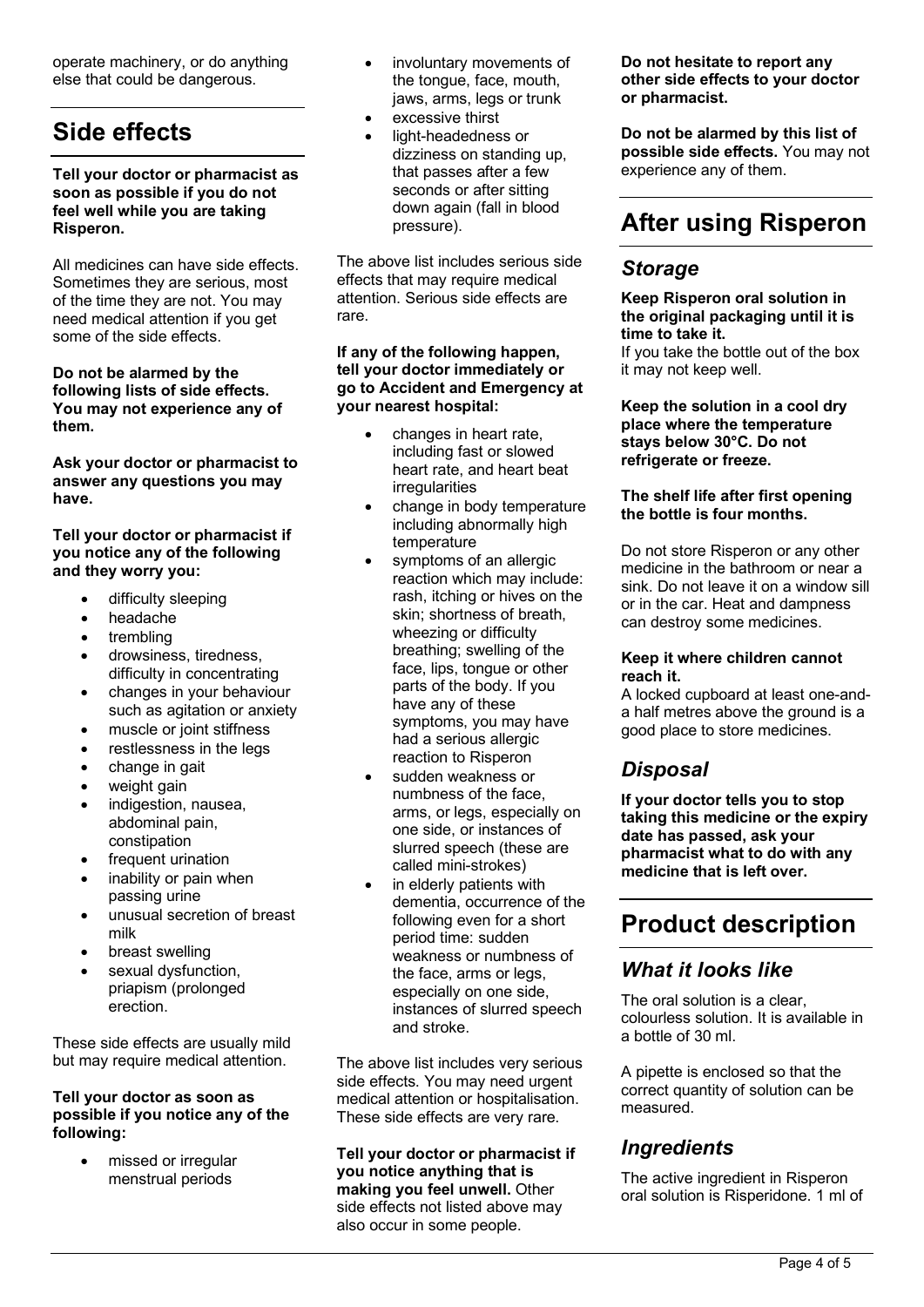operate machinery, or do anything else that could be dangerous.

# Side effects

**Tell your doctor or pharmacist as soon as possible if you do not feel well while you are taking Risperon.**

All medicines can have side effects. Sometimes they are serious, most of the time they are not. You may need medical attention if you get some of the side effects.

**Do not be alarmed by the following lists of side effects. You may not experience any of them.**

**Ask your doctor or pharmacist to answer any questions you may have.**

**Tell your doctor or pharmacist if you notice any of the following and they worry you:**

- difficulty sleeping
- headache
- trembling
- drowsiness, tiredness, difficulty in concentrating
- changes in your behaviour such as agitation or anxiety
- muscle or joint stiffness
- restlessness in the legs
- change in gait
- weight gain
- indigestion, nausea, abdominal pain, constipation
- frequent urination
- inability or pain when passing urine
- unusual secretion of breast milk
- breast swelling
- sexual dysfunction, priapism (prolonged erection.

These side effects are usually mild but may require medical attention.

**Tell your doctor as soon as possible if you notice any of the following:**

- missed or irregular menstrual periods
- involuntary movements of the tongue, face, mouth, jaws, arms, legs or trunk
- excessive thirst
- light-headedness or dizziness on standing up, that passes after a few seconds or after sitting down again (fall in blood pressure).

The above list includes serious side effects that may require medical attention. Serious side effects are rare.

**If any of the following happen, tell your doctor immediately or go to Accident and Emergency at your nearest hospital:**

- changes in heart rate, including fast or slowed heart rate, and heart beat irregularities
- change in body temperature including abnormally high temperature
- symptoms of an allergic reaction which may include: rash, itching or hives on the skin; shortness of breath, wheezing or difficulty breathing; swelling of the face, lips, tongue or other parts of the body. If you have any of these symptoms, you may have had a serious allergic reaction to Risperon
- sudden weakness or numbness of the face, arms, or legs, especially on one side, or instances of slurred speech (these are called mini-strokes)
- in elderly patients with dementia, occurrence of the following even for a short period time: sudden weakness or numbness of the face, arms or legs, especially on one side, instances of slurred speech and stroke.

The above list includes very serious side effects. You may need urgent medical attention or hospitalisation. These side effects are very rare.

**Tell your doctor or pharmacist if you notice anything that is making you feel unwell.** Other side effects not listed above may also occur in some people.

**Do not hesitate to report any other side effects to your doctor or pharmacist.**

**Do not be alarmed by this list of possible side effects.** You may not experience any of them.

# After using Risperon

## *Storage*

**Keep Risperon oral solution in the original packaging until it is time to take it.**
If you take the bottle out of the box it may not keep well.

**Keep the solution in a cool dry place where the temperature stays below 30°C. Do not refrigerate or freeze.**

**The shelf life after first opening the bottle is four months.**

Do not store Risperon or any other medicine in the bathroom or near a sink. Do not leave it on a window sill or in the car. Heat and dampness can destroy some medicines.

**Keep it where children cannot reach it.**
A locked cupboard at least one-and-a half metres above the ground is a good place to store medicines.

## *Disposal*

**If your doctor tells you to stop taking this medicine or the expiry date has passed, ask your pharmacist what to do with any medicine that is left over.**

# Product description

## *What it looks like*

The oral solution is a clear, colourless solution. It is available in a bottle of 30 ml.

A pipette is enclosed so that the correct quantity of solution can be measured.

## *Ingredients*

The active ingredient in Risperon oral solution is Risperidone. 1 ml of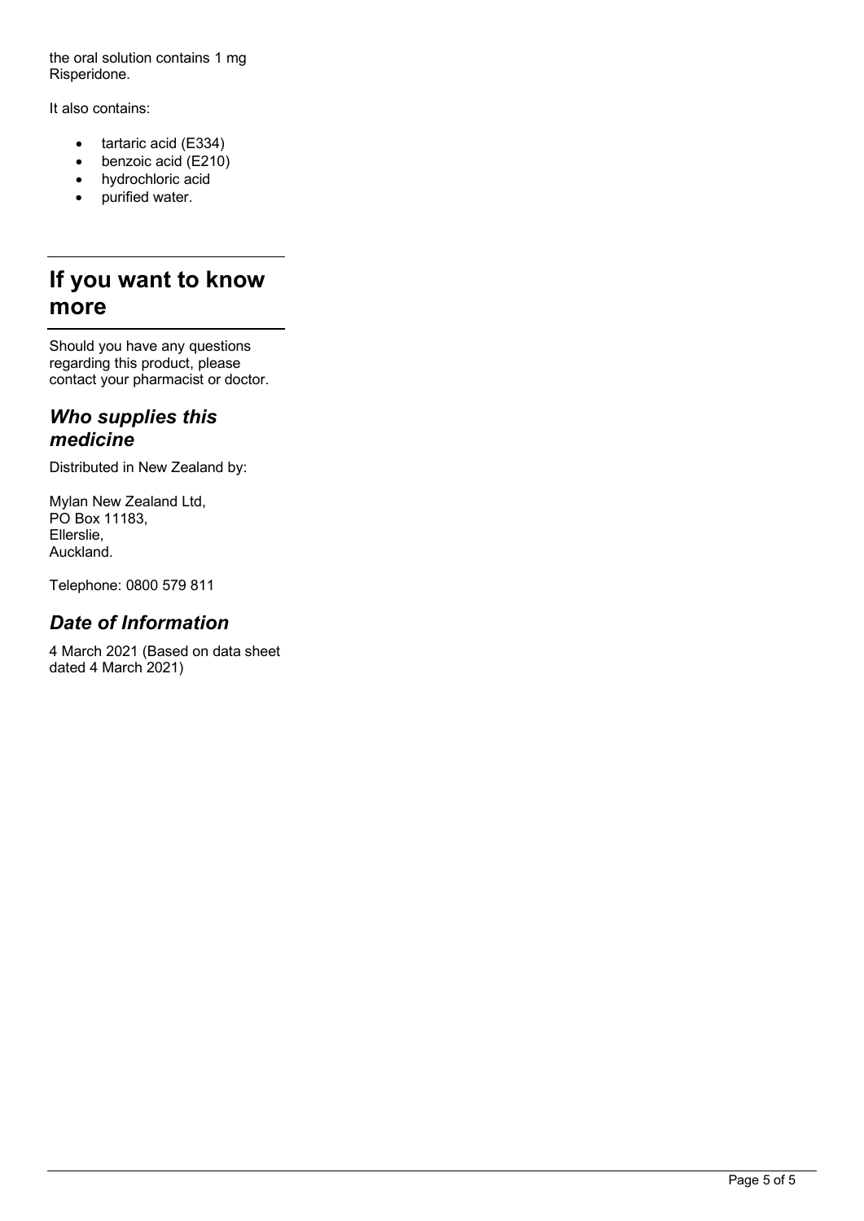the oral solution contains 1 mg Risperidone.

It also contains:

- tartaric acid (E334)
- benzoic acid (E210)
- hydrochloric acid
- purified water.

# If you want to know more

Should you have any questions regarding this product, please contact your pharmacist or doctor.

## *Who supplies this medicine*

Distributed in New Zealand by:

Mylan New Zealand Ltd,
PO Box 11183,
Ellerslie,
Auckland.

Telephone: 0800 579 811

## *Date of Information*

4 March 2021 (Based on data sheet dated 4 March 2021)